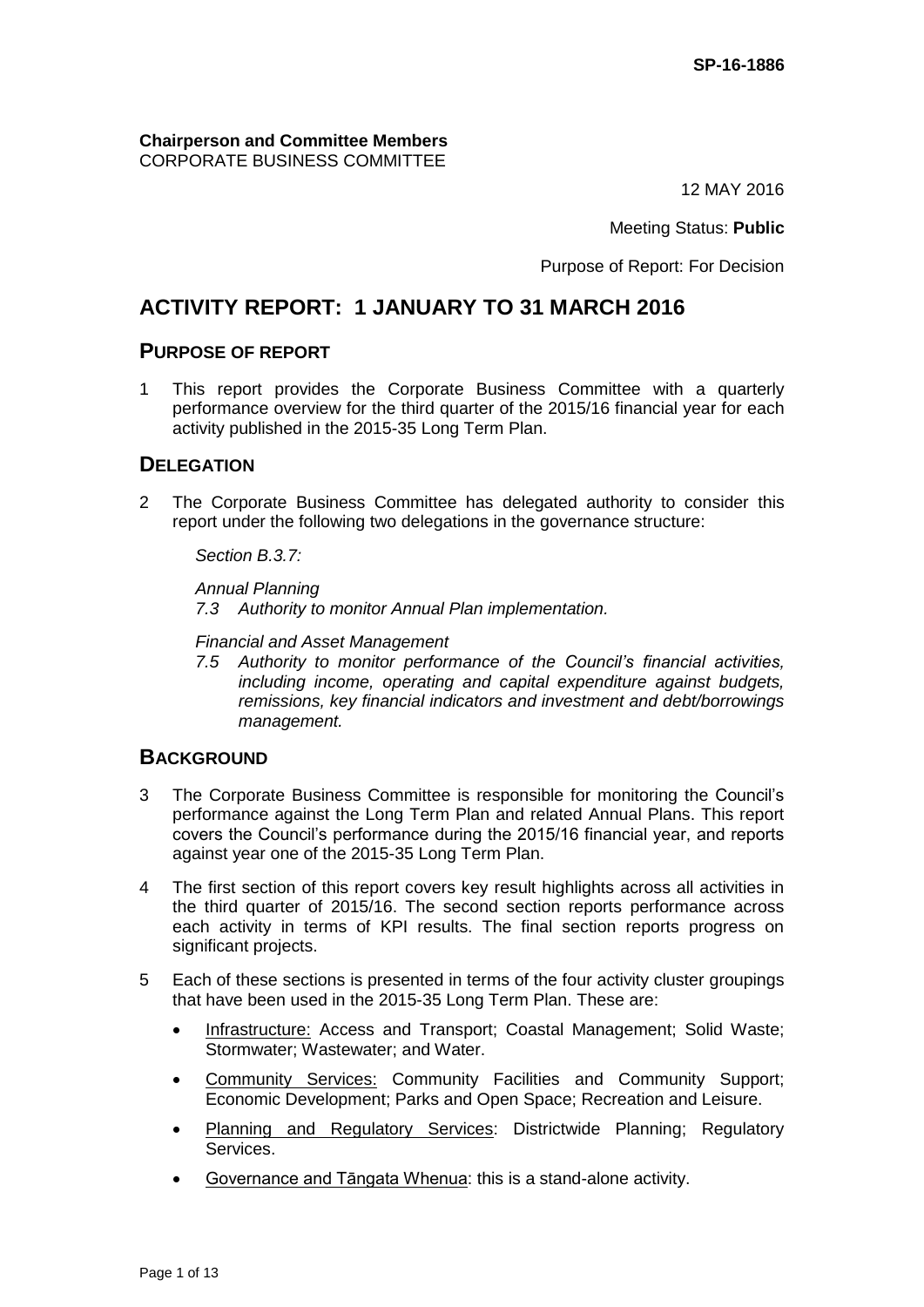SP-16-1886

**Chairperson and Committee Members**
CORPORATE BUSINESS COMMITTEE

12 MAY 2016

Meeting Status: **Public**

Purpose of Report: For Decision

# ACTIVITY REPORT: 1 JANUARY TO 31 MARCH 2016

## PURPOSE OF REPORT

1 This report provides the Corporate Business Committee with a quarterly performance overview for the third quarter of the 2015/16 financial year for each activity published in the 2015-35 Long Term Plan.

## DELEGATION

2 The Corporate Business Committee has delegated authority to consider this report under the following two delegations in the governance structure:

*Section B.3.7:*

*Annual Planning*
*7.3 Authority to monitor Annual Plan implementation.*

*Financial and Asset Management*
*7.5 Authority to monitor performance of the Council's financial activities, including income, operating and capital expenditure against budgets, remissions, key financial indicators and investment and debt/borrowings management.*

## BACKGROUND

3 The Corporate Business Committee is responsible for monitoring the Council's performance against the Long Term Plan and related Annual Plans. This report covers the Council's performance during the 2015/16 financial year, and reports against year one of the 2015-35 Long Term Plan.

4 The first section of this report covers key result highlights across all activities in the third quarter of 2015/16. The second section reports performance across each activity in terms of KPI results. The final section reports progress on significant projects.

5 Each of these sections is presented in terms of the four activity cluster groupings that have been used in the 2015-35 Long Term Plan. These are:

- Infrastructure: Access and Transport; Coastal Management; Solid Waste; Stormwater; Wastewater; and Water.
- Community Services: Community Facilities and Community Support; Economic Development; Parks and Open Space; Recreation and Leisure.
- Planning and Regulatory Services: Districtwide Planning; Regulatory Services.
- Governance and Tāngata Whenua: this is a stand-alone activity.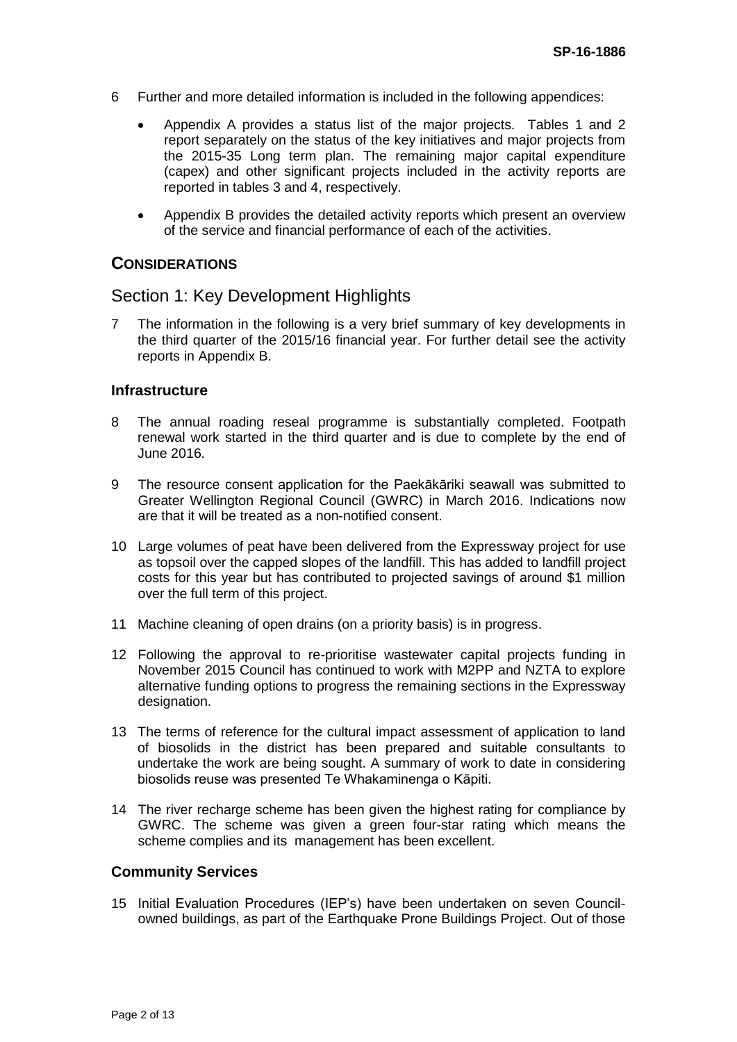6 Further and more detailed information is included in the following appendices:

- Appendix A provides a status list of the major projects. Tables 1 and 2 report separately on the status of the key initiatives and major projects from the 2015-35 Long term plan. The remaining major capital expenditure (capex) and other significant projects included in the activity reports are reported in tables 3 and 4, respectively.
- Appendix B provides the detailed activity reports which present an overview of the service and financial performance of each of the activities.

## CONSIDERATIONS

## Section 1: Key Development Highlights

7 The information in the following is a very brief summary of key developments in the third quarter of the 2015/16 financial year. For further detail see the activity reports in Appendix B.

### Infrastructure

8 The annual roading reseal programme is substantially completed. Footpath renewal work started in the third quarter and is due to complete by the end of June 2016.

9 The resource consent application for the Paekākāriki seawall was submitted to Greater Wellington Regional Council (GWRC) in March 2016. Indications now are that it will be treated as a non-notified consent.

10 Large volumes of peat have been delivered from the Expressway project for use as topsoil over the capped slopes of the landfill. This has added to landfill project costs for this year but has contributed to projected savings of around $1 million over the full term of this project.

11 Machine cleaning of open drains (on a priority basis) is in progress.

12 Following the approval to re-prioritise wastewater capital projects funding in November 2015 Council has continued to work with M2PP and NZTA to explore alternative funding options to progress the remaining sections in the Expressway designation.

13 The terms of reference for the cultural impact assessment of application to land of biosolids in the district has been prepared and suitable consultants to undertake the work are being sought. A summary of work to date in considering biosolids reuse was presented Te Whakaminenga o Kāpiti.

14 The river recharge scheme has been given the highest rating for compliance by GWRC. The scheme was given a green four-star rating which means the scheme complies and its management has been excellent.

### Community Services

15 Initial Evaluation Procedures (IEP's) have been undertaken on seven Council-owned buildings, as part of the Earthquake Prone Buildings Project. Out of those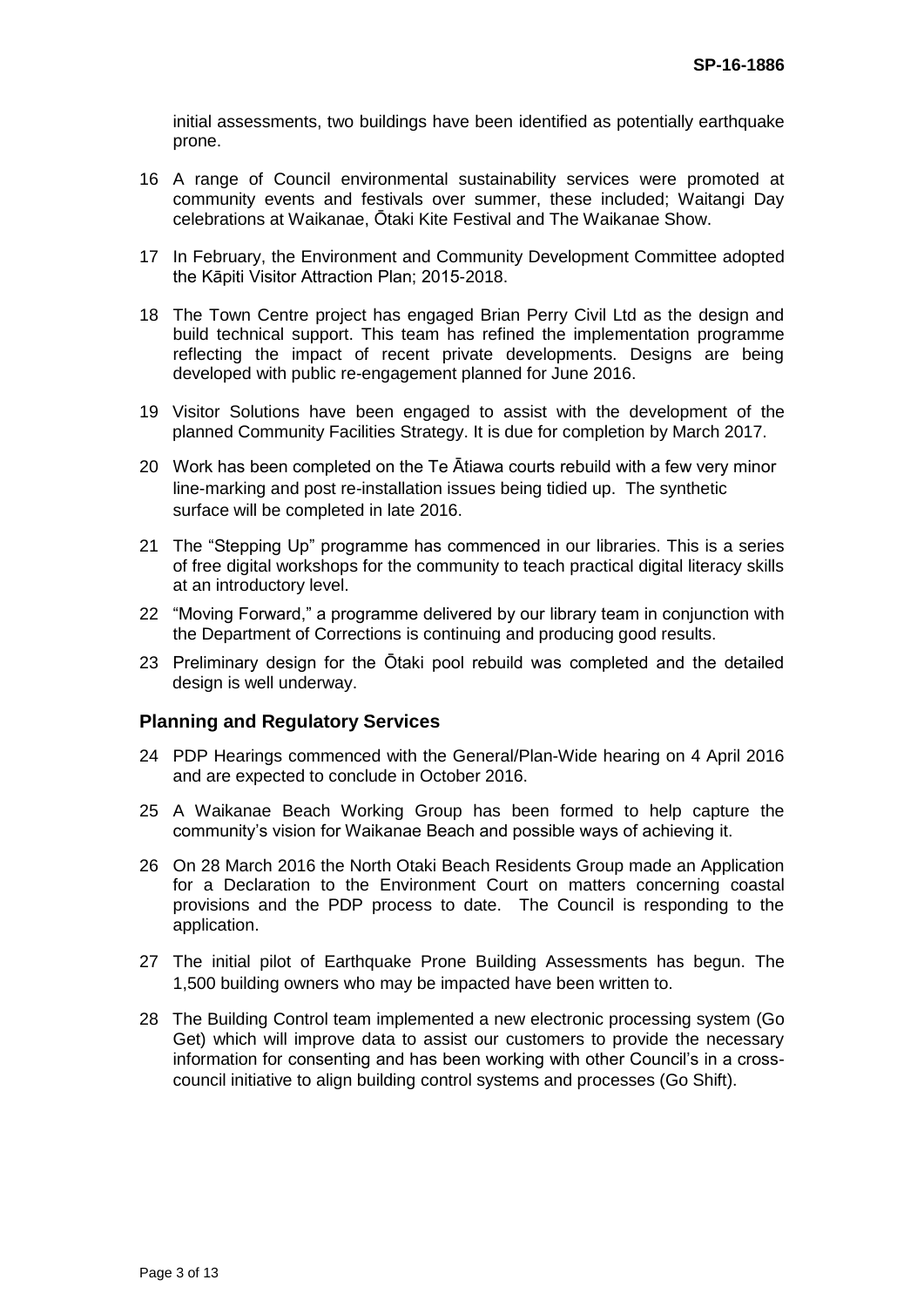initial assessments, two buildings have been identified as potentially earthquake prone.

16 A range of Council environmental sustainability services were promoted at community events and festivals over summer, these included; Waitangi Day celebrations at Waikanae, Ōtaki Kite Festival and The Waikanae Show.

17 In February, the Environment and Community Development Committee adopted the Kāpiti Visitor Attraction Plan; 2015-2018.

18 The Town Centre project has engaged Brian Perry Civil Ltd as the design and build technical support. This team has refined the implementation programme reflecting the impact of recent private developments. Designs are being developed with public re-engagement planned for June 2016.

19 Visitor Solutions have been engaged to assist with the development of the planned Community Facilities Strategy. It is due for completion by March 2017.

20 Work has been completed on the Te Ātiawa courts rebuild with a few very minor line-marking and post re-installation issues being tidied up. The synthetic surface will be completed in late 2016.

21 The "Stepping Up" programme has commenced in our libraries. This is a series of free digital workshops for the community to teach practical digital literacy skills at an introductory level.

22 "Moving Forward," a programme delivered by our library team in conjunction with the Department of Corrections is continuing and producing good results.

23 Preliminary design for the Ōtaki pool rebuild was completed and the detailed design is well underway.

## Planning and Regulatory Services

24 PDP Hearings commenced with the General/Plan-Wide hearing on 4 April 2016 and are expected to conclude in October 2016.

25 A Waikanae Beach Working Group has been formed to help capture the community's vision for Waikanae Beach and possible ways of achieving it.

26 On 28 March 2016 the North Otaki Beach Residents Group made an Application for a Declaration to the Environment Court on matters concerning coastal provisions and the PDP process to date. The Council is responding to the application.

27 The initial pilot of Earthquake Prone Building Assessments has begun. The 1,500 building owners who may be impacted have been written to.

28 The Building Control team implemented a new electronic processing system (Go Get) which will improve data to assist our customers to provide the necessary information for consenting and has been working with other Council's in a cross-council initiative to align building control systems and processes (Go Shift).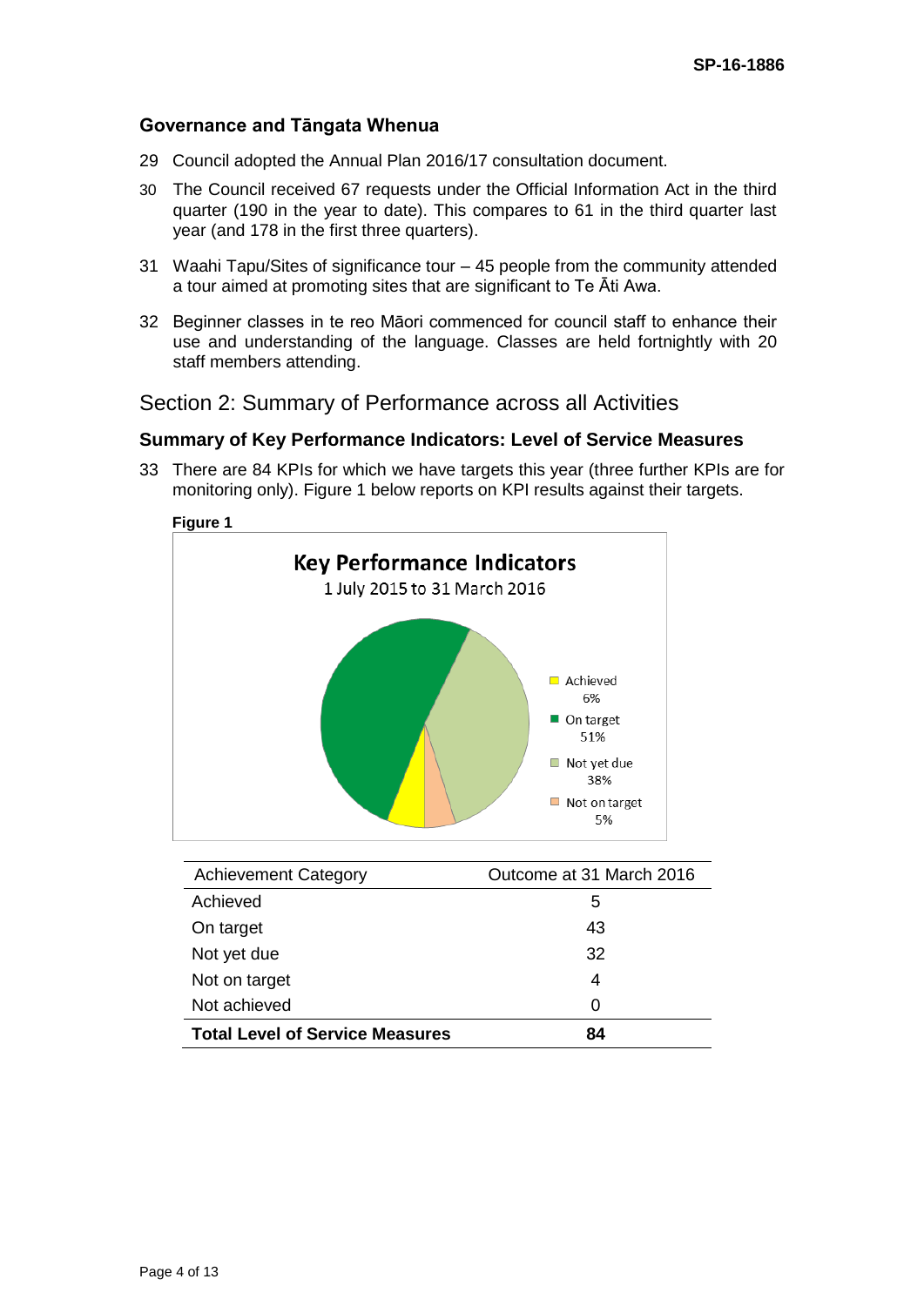### Governance and Tāngata Whenua

29 Council adopted the Annual Plan 2016/17 consultation document.

30 The Council received 67 requests under the Official Information Act in the third quarter (190 in the year to date). This compares to 61 in the third quarter last year (and 178 in the first three quarters).

31 Waahi Tapu/Sites of significance tour – 45 people from the community attended a tour aimed at promoting sites that are significant to Te Āti Awa.

32 Beginner classes in te reo Māori commenced for council staff to enhance their use and understanding of the language. Classes are held fortnightly with 20 staff members attending.

## Section 2: Summary of Performance across all Activities

### Summary of Key Performance Indicators: Level of Service Measures

33 There are 84 KPIs for which we have targets this year (three further KPIs are for monitoring only). Figure 1 below reports on KPI results against their targets.

**Figure 1**

**Key Performance Indicators**
1 July 2015 to 31 March 2016

- Achieved 6%
- On target 51%
- Not yet due 38%
- Not on target 5%

| Achievement Category | Outcome at 31 March 2016 |
|---|---|
| Achieved | 5 |
| On target | 43 |
| Not yet due | 32 |
| Not on target | 4 |
| Not achieved | 0 |
| **Total Level of Service Measures** | **84** |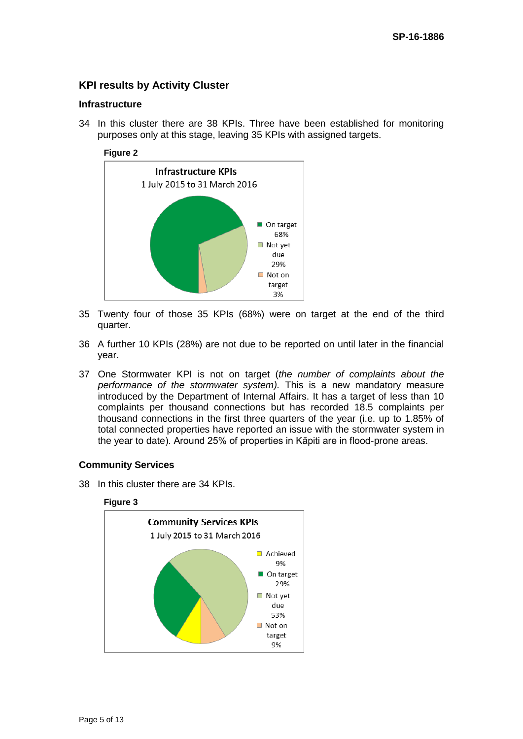## KPI results by Activity Cluster

### Infrastructure

34 In this cluster there are 38 KPIs. Three have been established for monitoring purposes only at this stage, leaving 35 KPIs with assigned targets.

**Figure 2**

Infrastructure KPIs
1 July 2015 to 31 March 2016

- On target 68%
- Not yet due 29%
- Not on target 3%

35 Twenty four of those 35 KPIs (68%) were on target at the end of the third quarter.

36 A further 10 KPIs (28%) are not due to be reported on until later in the financial year.

37 One Stormwater KPI is not on target (*the number of complaints about the performance of the stormwater system).* This is a new mandatory measure introduced by the Department of Internal Affairs. It has a target of less than 10 complaints per thousand connections but has recorded 18.5 complaints per thousand connections in the first three quarters of the year (i.e. up to 1.85% of total connected properties have reported an issue with the stormwater system in the year to date). Around 25% of properties in Kāpiti are in flood-prone areas.

### Community Services

38 In this cluster there are 34 KPIs.

**Figure 3**

Community Services KPIs
1 July 2015 to 31 March 2016

- Achieved 9%
- On target 29%
- Not yet due 53%
- Not on target 9%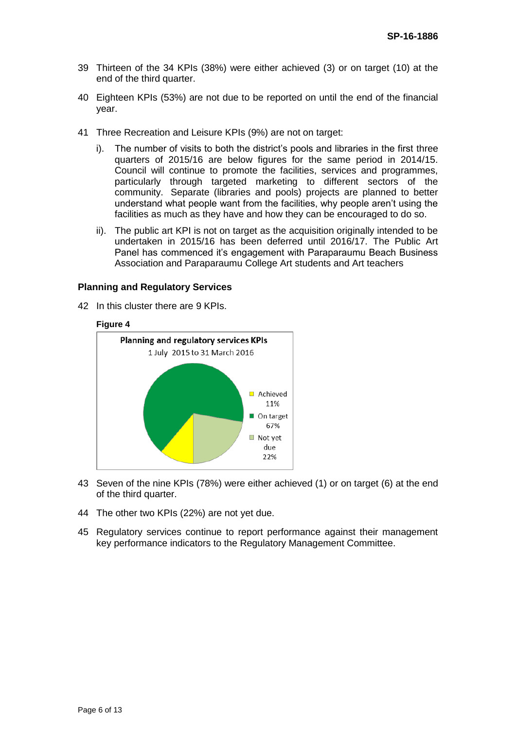39 Thirteen of the 34 KPIs (38%) were either achieved (3) or on target (10) at the end of the third quarter.

40 Eighteen KPIs (53%) are not due to be reported on until the end of the financial year.

41 Three Recreation and Leisure KPIs (9%) are not on target:

i). The number of visits to both the district's pools and libraries in the first three quarters of 2015/16 are below figures for the same period in 2014/15. Council will continue to promote the facilities, services and programmes, particularly through targeted marketing to different sectors of the community. Separate (libraries and pools) projects are planned to better understand what people want from the facilities, why people aren't using the facilities as much as they have and how they can be encouraged to do so.

ii). The public art KPI is not on target as the acquisition originally intended to be undertaken in 2015/16 has been deferred until 2016/17. The Public Art Panel has commenced it's engagement with Paraparaumu Beach Business Association and Paraparaumu College Art students and Art teachers

**Planning and Regulatory Services**

42 In this cluster there are 9 KPIs.

**Figure 4**

**Planning and regulatory services KPIs**
1 July 2015 to 31 March 2016

- Achieved 11%
- On target 67%
- Not yet due 22%

43 Seven of the nine KPIs (78%) were either achieved (1) or on target (6) at the end of the third quarter.

44 The other two KPIs (22%) are not yet due.

45 Regulatory services continue to report performance against their management key performance indicators to the Regulatory Management Committee.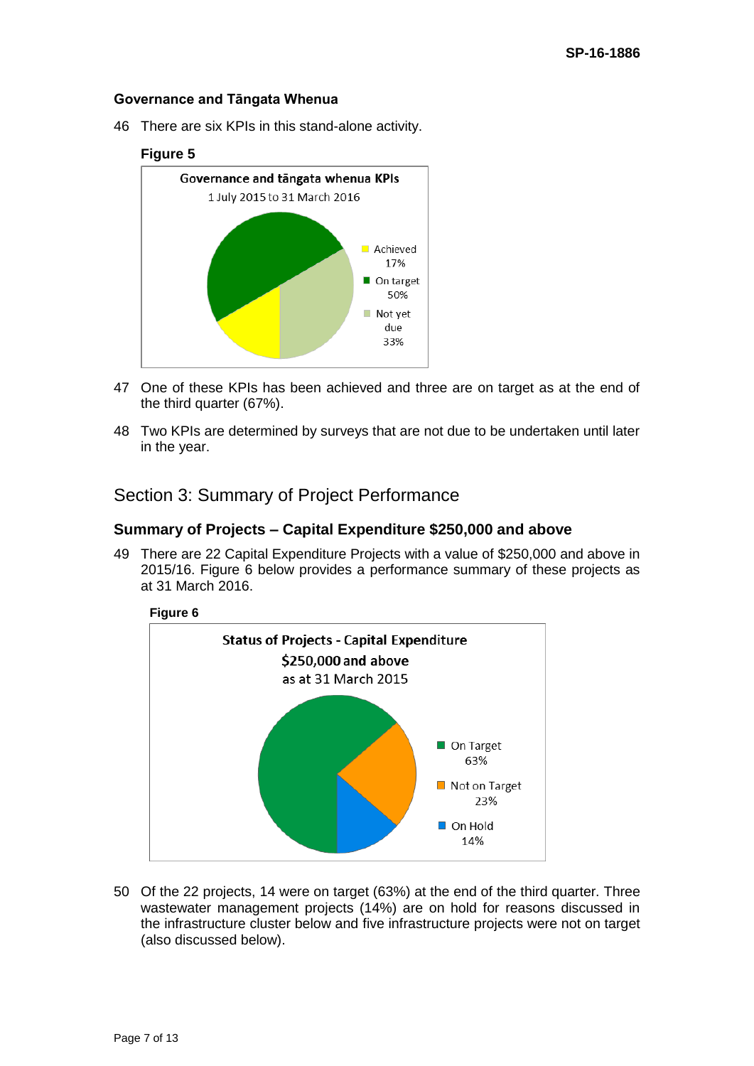### Governance and Tāngata Whenua

46 There are six KPIs in this stand-alone activity.

**Figure 5**

Governance and tāngata whenua KPIs
1 July 2015 to 31 March 2016

- Achieved 17%
- On target 50%
- Not yet due 33%

47 One of these KPIs has been achieved and three are on target as at the end of the third quarter (67%).

48 Two KPIs are determined by surveys that are not due to be undertaken until later in the year.

## Section 3: Summary of Project Performance

### Summary of Projects – Capital Expenditure $250,000 and above

49 There are 22 Capital Expenditure Projects with a value of $250,000 and above in 2015/16. Figure 6 below provides a performance summary of these projects as at 31 March 2016.

**Figure 6**

Status of Projects - Capital Expenditure
$250,000 and above
as at 31 March 2015

- On Target 63%
- Not on Target 23%
- On Hold 14%

50 Of the 22 projects, 14 were on target (63%) at the end of the third quarter. Three wastewater management projects (14%) are on hold for reasons discussed in the infrastructure cluster below and five infrastructure projects were not on target (also discussed below).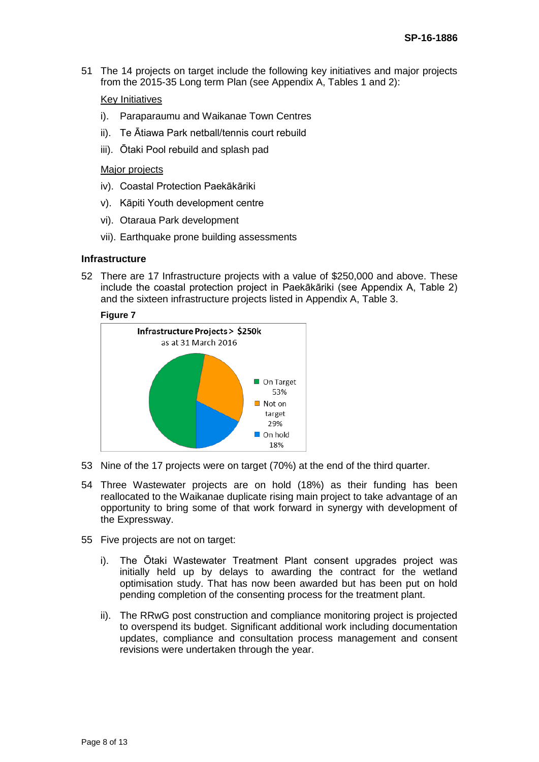51 The 14 projects on target include the following key initiatives and major projects from the 2015-35 Long term Plan (see Appendix A, Tables 1 and 2):

Key Initiatives

i). Paraparaumu and Waikanae Town Centres

ii). Te Ātiawa Park netball/tennis court rebuild

iii). Ōtaki Pool rebuild and splash pad

Major projects

iv). Coastal Protection Paekākāriki

v). Kāpiti Youth development centre

vi). Otaraua Park development

vii). Earthquake prone building assessments

**Infrastructure**

52 There are 17 Infrastructure projects with a value of $250,000 and above. These include the coastal protection project in Paekākāriki (see Appendix A, Table 2) and the sixteen infrastructure projects listed in Appendix A, Table 3.

**Figure 7**

**Infrastructure Projects > $250k**
as at 31 March 2016

| Status | Percentage |
|---|---|
| On Target | 53% |
| Not on target | 29% |
| On hold | 18% |

53 Nine of the 17 projects were on target (70%) at the end of the third quarter.

54 Three Wastewater projects are on hold (18%) as their funding has been reallocated to the Waikanae duplicate rising main project to take advantage of an opportunity to bring some of that work forward in synergy with development of the Expressway.

55 Five projects are not on target:

i). The Ōtaki Wastewater Treatment Plant consent upgrades project was initially held up by delays to awarding the contract for the wetland optimisation study. That has now been awarded but has been put on hold pending completion of the consenting process for the treatment plant.

ii). The RRwG post construction and compliance monitoring project is projected to overspend its budget. Significant additional work including documentation updates, compliance and consultation process management and consent revisions were undertaken through the year.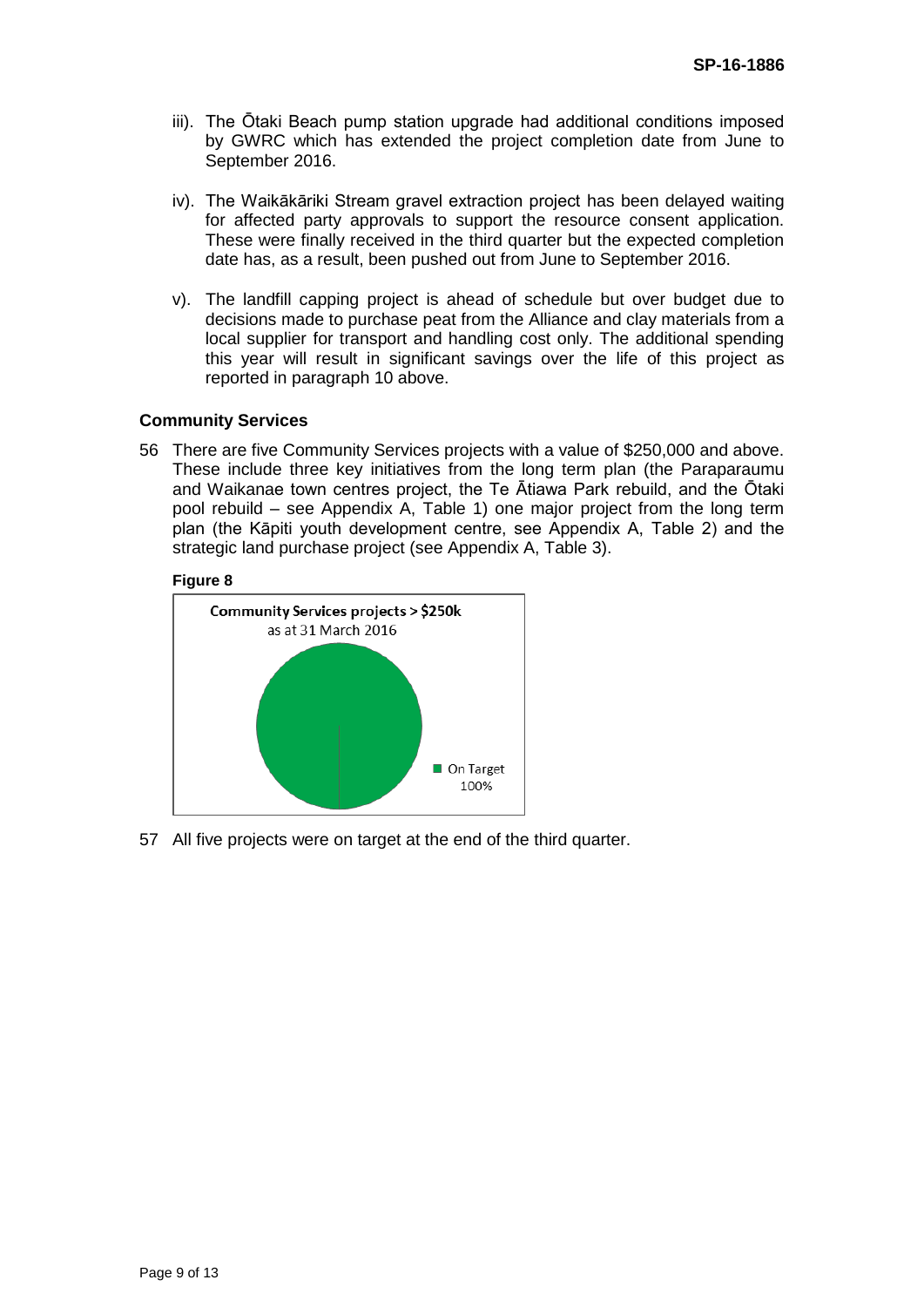iii). The Ōtaki Beach pump station upgrade had additional conditions imposed by GWRC which has extended the project completion date from June to September 2016.

iv). The Waikākāriki Stream gravel extraction project has been delayed waiting for affected party approvals to support the resource consent application. These were finally received in the third quarter but the expected completion date has, as a result, been pushed out from June to September 2016.

v). The landfill capping project is ahead of schedule but over budget due to decisions made to purchase peat from the Alliance and clay materials from a local supplier for transport and handling cost only. The additional spending this year will result in significant savings over the life of this project as reported in paragraph 10 above.

**Community Services**

56 There are five Community Services projects with a value of $250,000 and above. These include three key initiatives from the long term plan (the Paraparaumu and Waikanae town centres project, the Te Ātiawa Park rebuild, and the Ōtaki pool rebuild – see Appendix A, Table 1) one major project from the long term plan (the Kāpiti youth development centre, see Appendix A, Table 2) and the strategic land purchase project (see Appendix A, Table 3).

**Figure 8**

**Community Services projects > $250k**
as at 31 March 2016

On Target 100%

57 All five projects were on target at the end of the third quarter.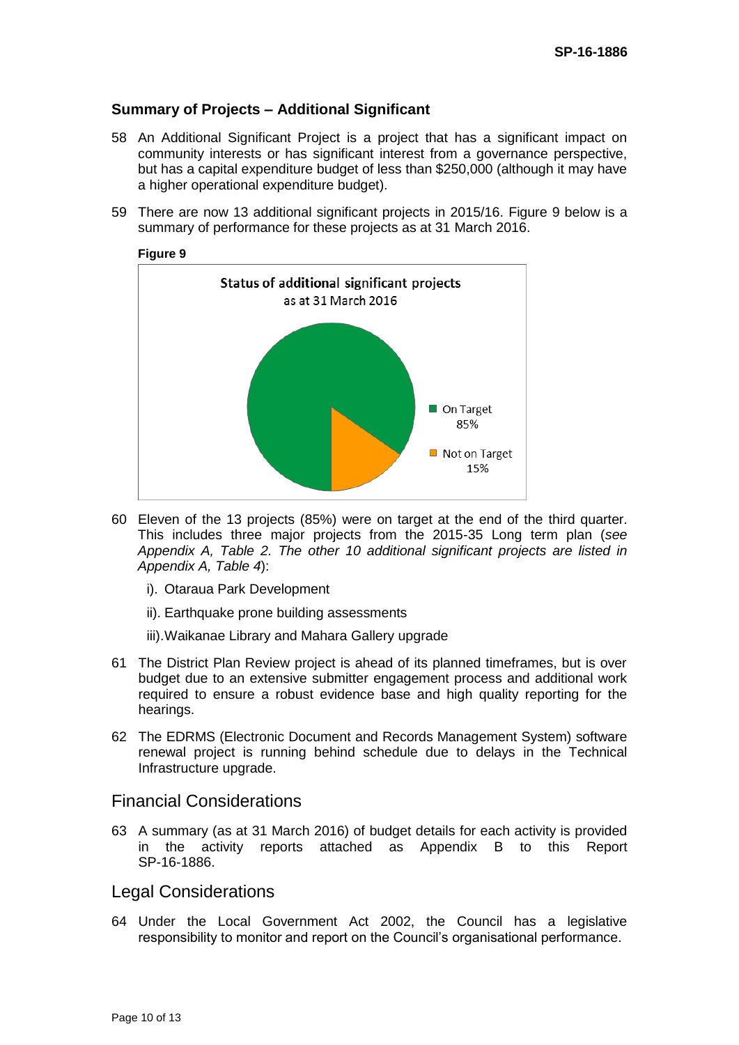## Summary of Projects – Additional Significant

58 An Additional Significant Project is a project that has a significant impact on community interests or has significant interest from a governance perspective, but has a capital expenditure budget of less than $250,000 (although it may have a higher operational expenditure budget).

59 There are now 13 additional significant projects in 2015/16. Figure 9 below is a summary of performance for these projects as at 31 March 2016.

**Figure 9**

Status of additional significant projects
as at 31 March 2016

- On Target 85%
- Not on Target 15%

60 Eleven of the 13 projects (85%) were on target at the end of the third quarter. This includes three major projects from the 2015-35 Long term plan (*see Appendix A, Table 2. The other 10 additional significant projects are listed in Appendix A, Table 4*):

   i). Otaraua Park Development

   ii). Earthquake prone building assessments

   iii). Waikanae Library and Mahara Gallery upgrade

61 The District Plan Review project is ahead of its planned timeframes, but is over budget due to an extensive submitter engagement process and additional work required to ensure a robust evidence base and high quality reporting for the hearings.

62 The EDRMS (Electronic Document and Records Management System) software renewal project is running behind schedule due to delays in the Technical Infrastructure upgrade.

# Financial Considerations

63 A summary (as at 31 March 2016) of budget details for each activity is provided in the activity reports attached as Appendix B to this Report SP-16-1886.

# Legal Considerations

64 Under the Local Government Act 2002, the Council has a legislative responsibility to monitor and report on the Council's organisational performance.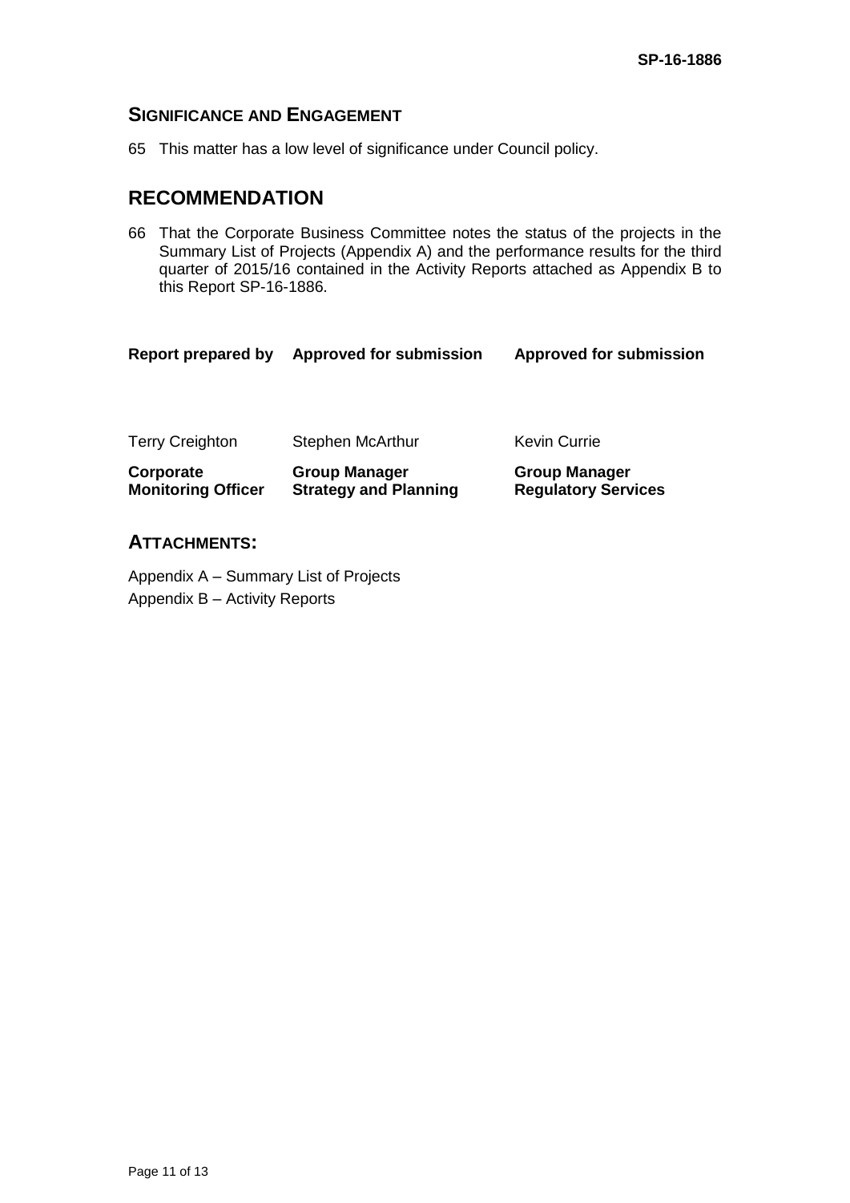## SIGNIFICANCE AND ENGAGEMENT

65 This matter has a low level of significance under Council policy.

# RECOMMENDATION

66 That the Corporate Business Committee notes the status of the projects in the Summary List of Projects (Appendix A) and the performance results for the third quarter of 2015/16 contained in the Activity Reports attached as Appendix B to this Report SP-16-1886.

| **Report prepared by** | **Approved for submission** | **Approved for submission** |
|---|---|---|
| Terry Creighton | Stephen McArthur | Kevin Currie |
| **Corporate Monitoring Officer** | **Group Manager Strategy and Planning** | **Group Manager Regulatory Services** |

## ATTACHMENTS:

Appendix A – Summary List of Projects

Appendix B – Activity Reports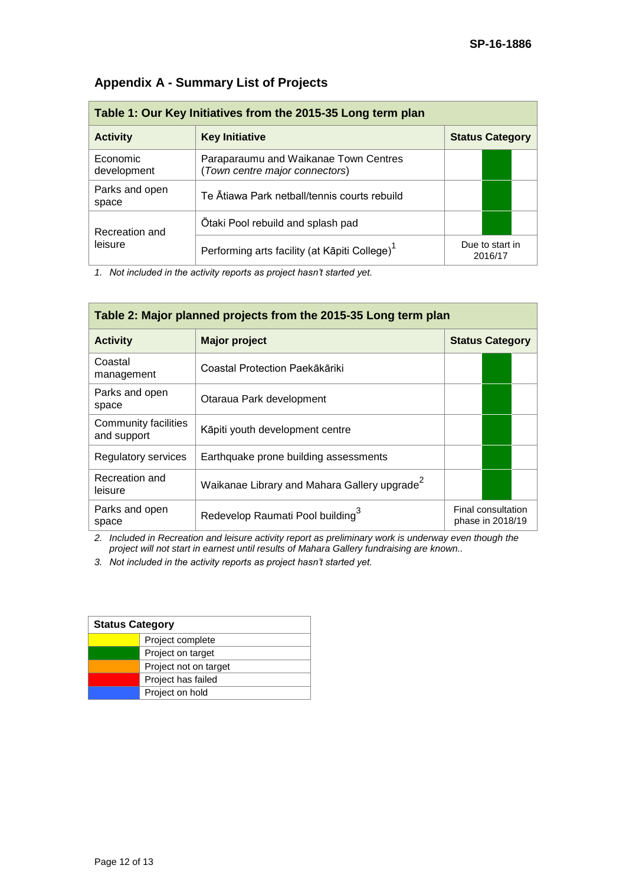SP-16-1886

## Appendix A - Summary List of Projects

| Table 1: Our Key Initiatives from the 2015-35 Long term plan | | |
|---|---|---|
| **Activity** | **Key Initiative** | **Status Category** |
| Economic development | Paraparaumu and Waikanae Town Centres (*Town centre major connectors*) | Project on target |
| Parks and open space | Te Ātiawa Park netball/tennis courts rebuild | Project on target |
| Recreation and leisure | Ōtaki Pool rebuild and splash pad | Project on target |
| | Performing arts facility (at Kāpiti College)[1] | Due to start in 2016/17 |

1. *Not included in the activity reports as project hasn't started yet.*

| Table 2: Major planned projects from the 2015-35 Long term plan | | |
|---|---|---|
| **Activity** | **Major project** | **Status Category** |
| Coastal management | Coastal Protection Paekākāriki | Project on target |
| Parks and open space | Otaraua Park development | Project on target |
| Community facilities and support | Kāpiti youth development centre | Project on target |
| Regulatory services | Earthquake prone building assessments | Project on target |
| Recreation and leisure | Waikanae Library and Mahara Gallery upgrade[2] | Project on target |
| Parks and open space | Redevelop Raumati Pool building[3] | Final consultation phase in 2018/19 |

2. *Included in Recreation and leisure activity report as preliminary work is underway even though the project will not start in earnest until results of Mahara Gallery fundraising are known..*
3. *Not included in the activity reports as project hasn't started yet.*

| Status Category | |
|---|---|
| Yellow | Project complete |
| Green | Project on target |
| Orange | Project not on target |
| Red | Project has failed |
| Blue | Project on hold |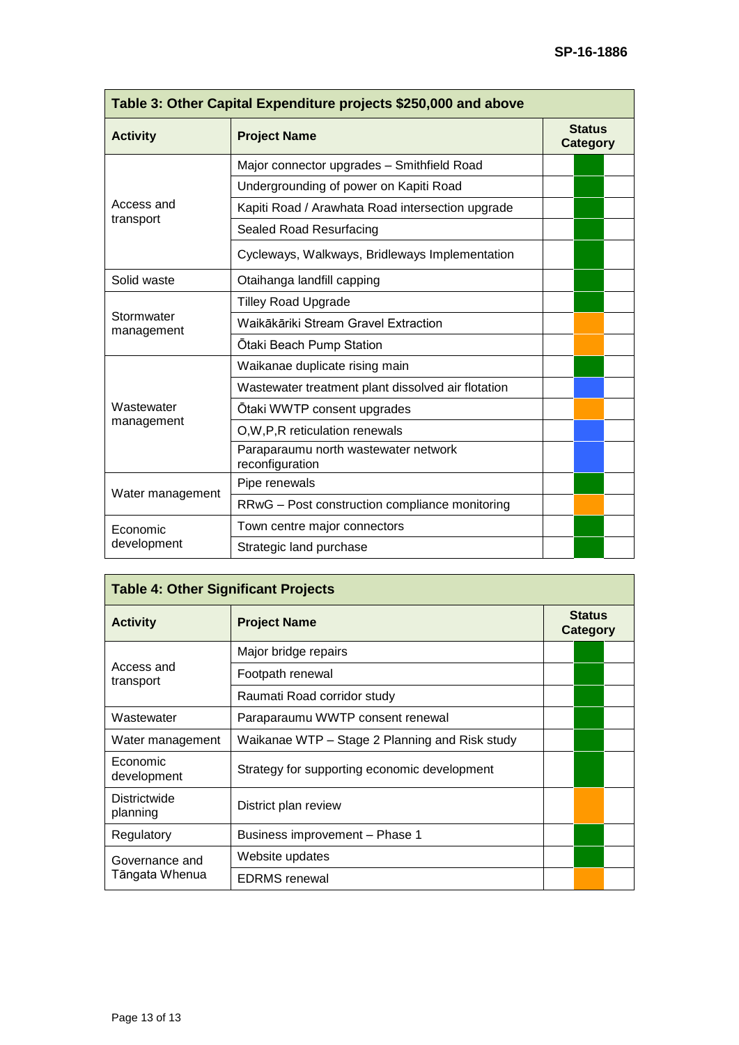| Table 3: Other Capital Expenditure projects $250,000 and above | | |
|---|---|---|
| **Activity** | **Project Name** | **Status Category** |
| Access and transport | Major connector upgrades – Smithfield Road | |
| | Undergrounding of power on Kapiti Road | |
| | Kapiti Road / Arawhata Road intersection upgrade | |
| | Sealed Road Resurfacing | |
| | Cycleways, Walkways, Bridleways Implementation | |
| Solid waste | Otaihanga landfill capping | |
| Stormwater management | Tilley Road Upgrade | |
| | Waikākāriki Stream Gravel Extraction | |
| | Ōtaki Beach Pump Station | |
| Wastewater management | Waikanae duplicate rising main | |
| | Wastewater treatment plant dissolved air flotation | |
| | Ōtaki WWTP consent upgrades | |
| | O,W,P,R reticulation renewals | |
| | Paraparaumu north wastewater network reconfiguration | |
| Water management | Pipe renewals | |
| | RRwG – Post construction compliance monitoring | |
| Economic development | Town centre major connectors | |
| | Strategic land purchase | |

| Table 4: Other Significant Projects | | |
|---|---|---|
| **Activity** | **Project Name** | **Status Category** |
| Access and transport | Major bridge repairs | |
| | Footpath renewal | |
| | Raumati Road corridor study | |
| Wastewater | Paraparaumu WWTP consent renewal | |
| Water management | Waikanae WTP – Stage 2 Planning and Risk study | |
| Economic development | Strategy for supporting economic development | |
| Districtwide planning | District plan review | |
| Regulatory | Business improvement – Phase 1 | |
| Governance and Tāngata Whenua | Website updates | |
| | EDRMS renewal | |